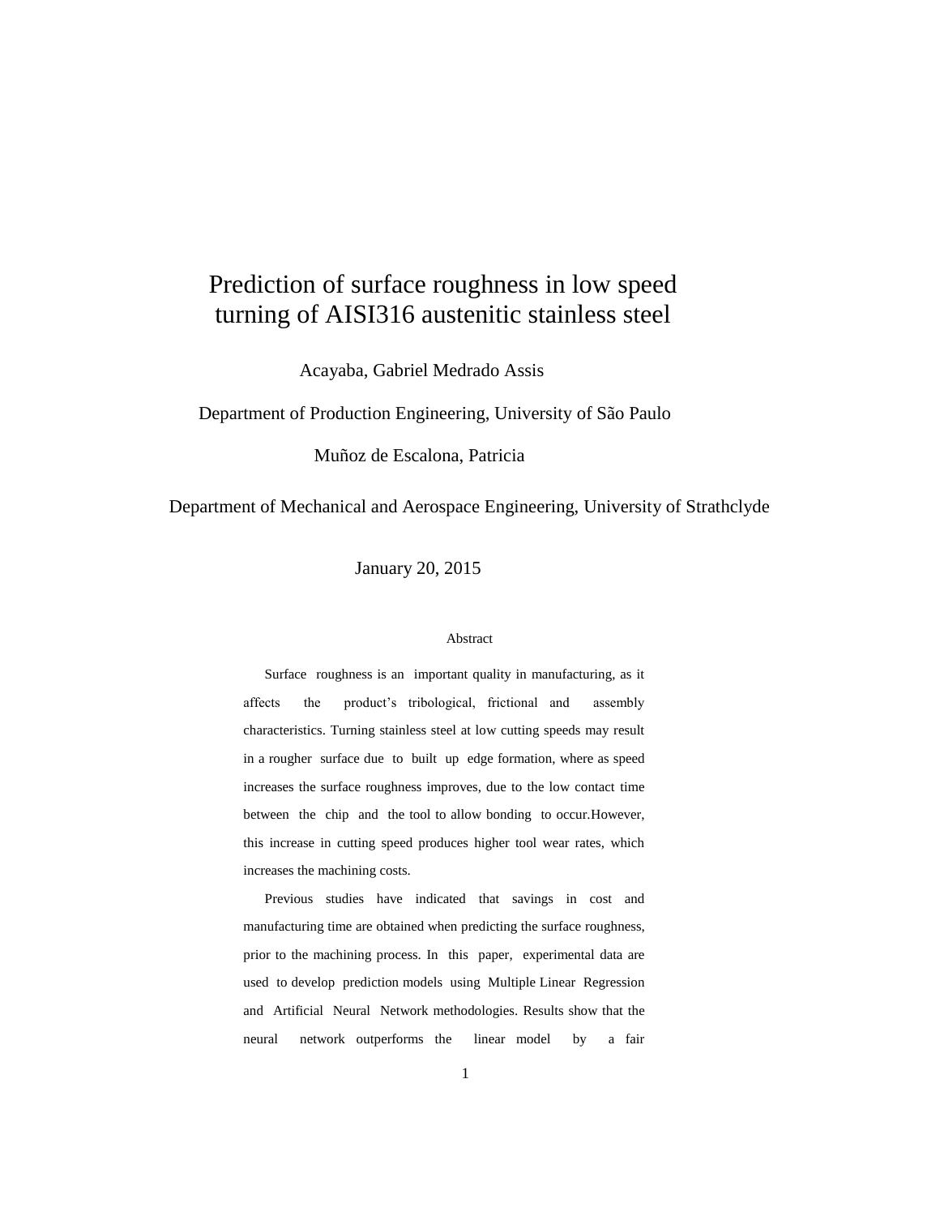# Prediction of surface roughness in low speed turning of AISI316 austenitic stainless steel

Acayaba, Gabriel Medrado Assis

Department of Production Engineering, University of São Paulo

Muñoz de Escalona, Patricia

Department of Mechanical and Aerospace Engineering, University of Strathclyde

January 20, 2015

## Abstract

Surface roughness is an important quality in manufacturing, as it affects the product's tribological, frictional and assembly characteristics. Turning stainless steel at low cutting speeds may result in a rougher surface due to built up edge formation, where as speed increases the surface roughness improves, due to the low contact time between the chip and the tool to allow bonding to occur.However, this increase in cutting speed produces higher tool wear rates, which increases the machining costs.

Previous studies have indicated that savings in cost and manufacturing time are obtained when predicting the surface roughness, prior to the machining process. In this paper, experimental data are used to develop prediction models using Multiple Linear Regression and Artificial Neural Network methodologies. Results show that the neural network outperforms the linear model by a fair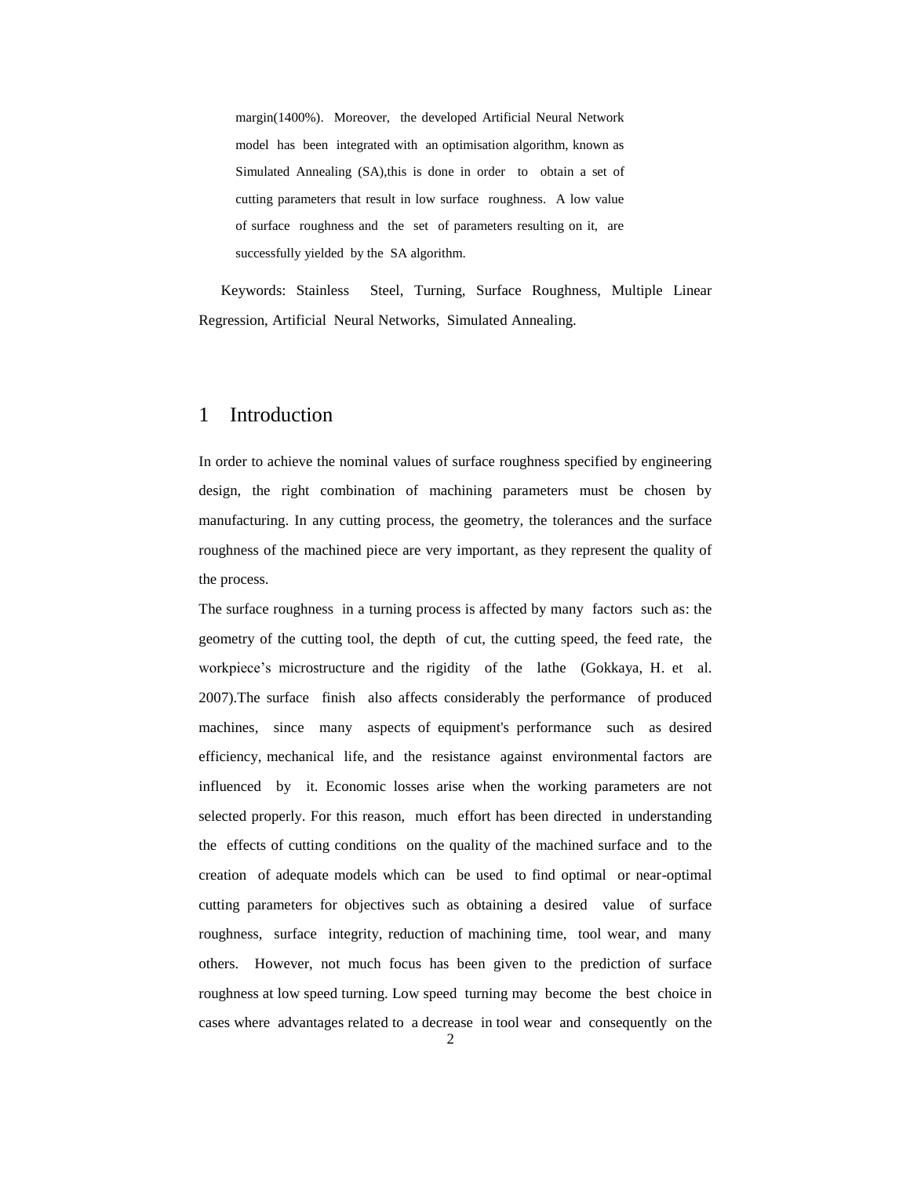margin(1400%). Moreover, the developed Artificial Neural Network model has been integrated with an optimisation algorithm, known as Simulated Annealing (SA),this is done in order to obtain a set of cutting parameters that result in low surface roughness. A low value of surface roughness and the set of parameters resulting on it, are successfully yielded by the SA algorithm.

Keywords: Stainless Steel, Turning, Surface Roughness, Multiple Linear Regression, Artificial Neural Networks, Simulated Annealing.

## 1 Introduction

In order to achieve the nominal values of surface roughness specified by engineering design, the right combination of machining parameters must be chosen by manufacturing. In any cutting process, the geometry, the tolerances and the surface roughness of the machined piece are very important, as they represent the quality of the process.

The surface roughness in a turning process is affected by many factors such as: the geometry of the cutting tool, the depth of cut, the cutting speed, the feed rate, the workpiece's microstructure and the rigidity of the lathe (Gokkaya, H. et al. 2007).The surface finish also affects considerably the performance of produced machines, since many aspects of equipment's performance such as desired efficiency, mechanical life, and the resistance against environmental factors are influenced by it. Economic losses arise when the working parameters are not selected properly. For this reason, much effort has been directed in understanding the effects of cutting conditions on the quality of the machined surface and to the creation of adequate models which can be used to find optimal or near-optimal cutting parameters for objectives such as obtaining a desired value of surface roughness, surface integrity, reduction of machining time, tool wear, and many others. However, not much focus has been given to the prediction of surface roughness at low speed turning. Low speed turning may become the best choice in cases where advantages related to a decrease in tool wear and consequently on the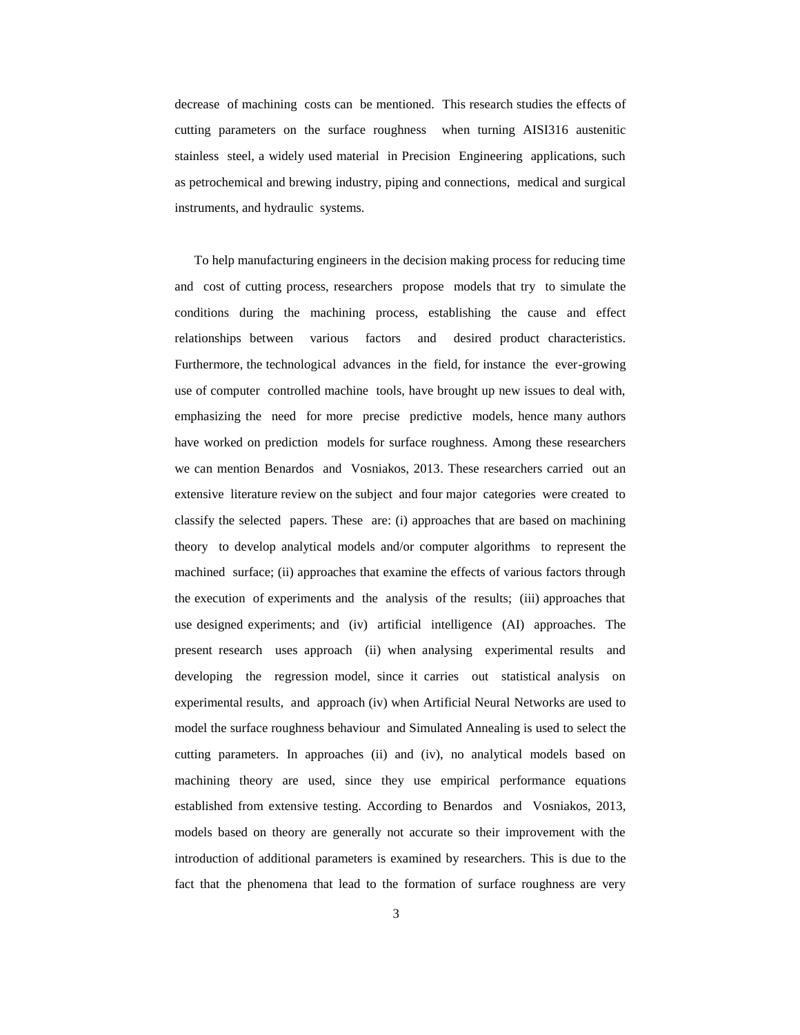decrease of machining costs can be mentioned. This research studies the effects of cutting parameters on the surface roughness when turning AISI316 austenitic stainless steel, a widely used material in Precision Engineering applications, such as petrochemical and brewing industry, piping and connections, medical and surgical instruments, and hydraulic systems.

To help manufacturing engineers in the decision making process for reducing time and cost of cutting process, researchers propose models that try to simulate the conditions during the machining process, establishing the cause and effect relationships between various factors and desired product characteristics. Furthermore, the technological advances in the field, for instance the ever-growing use of computer controlled machine tools, have brought up new issues to deal with, emphasizing the need for more precise predictive models, hence many authors have worked on prediction models for surface roughness. Among these researchers we can mention Benardos and Vosniakos, 2013. These researchers carried out an extensive literature review on the subject and four major categories were created to classify the selected papers. These are: (i) approaches that are based on machining theory to develop analytical models and/or computer algorithms to represent the machined surface; (ii) approaches that examine the effects of various factors through the execution of experiments and the analysis of the results; (iii) approaches that use designed experiments; and (iv) artificial intelligence (AI) approaches. The present research uses approach (ii) when analysing experimental results and developing the regression model, since it carries out statistical analysis on experimental results, and approach (iv) when Artificial Neural Networks are used to model the surface roughness behaviour and Simulated Annealing is used to select the cutting parameters. In approaches (ii) and (iv), no analytical models based on machining theory are used, since they use empirical performance equations established from extensive testing. According to Benardos and Vosniakos, 2013, models based on theory are generally not accurate so their improvement with the introduction of additional parameters is examined by researchers. This is due to the fact that the phenomena that lead to the formation of surface roughness are very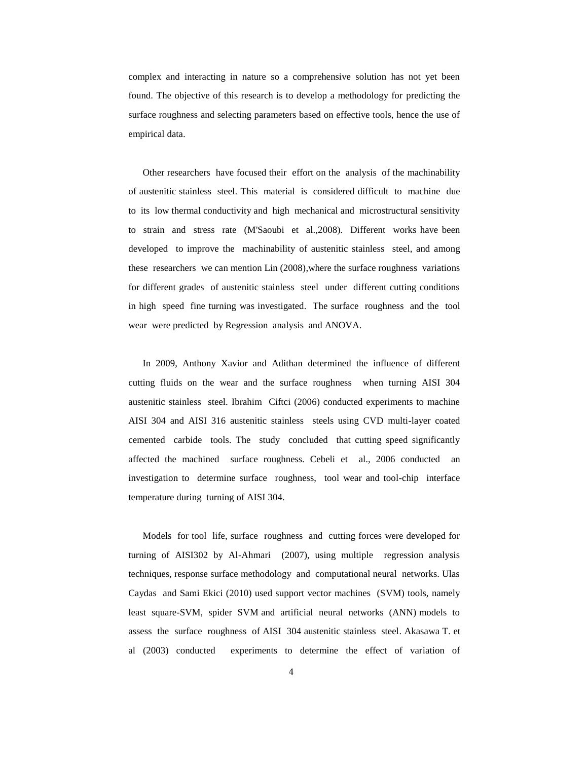complex and interacting in nature so a comprehensive solution has not yet been found. The objective of this research is to develop a methodology for predicting the surface roughness and selecting parameters based on effective tools, hence the use of empirical data.

Other researchers have focused their effort on the analysis of the machinability of austenitic stainless steel. This material is considered difficult to machine due to its low thermal conductivity and high mechanical and microstructural sensitivity to strain and stress rate (M'Saoubi et al.,2008). Different works have been developed to improve the machinability of austenitic stainless steel, and among these researchers we can mention Lin (2008),where the surface roughness variations for different grades of austenitic stainless steel under different cutting conditions in high speed fine turning was investigated. The surface roughness and the tool wear were predicted by Regression analysis and ANOVA.

In 2009, Anthony Xavior and Adithan determined the influence of different cutting fluids on the wear and the surface roughness when turning AISI 304 austenitic stainless steel. Ibrahim Ciftci (2006) conducted experiments to machine AISI 304 and AISI 316 austenitic stainless steels using CVD multi-layer coated cemented carbide tools. The study concluded that cutting speed significantly affected the machined surface roughness. Cebeli et al., 2006 conducted an investigation to determine surface roughness, tool wear and tool-chip interface temperature during turning of AISI 304.

Models for tool life, surface roughness and cutting forces were developed for turning of AISI302 by Al-Ahmari (2007), using multiple regression analysis techniques, response surface methodology and computational neural networks. Ulas Caydas and Sami Ekici (2010) used support vector machines (SVM) tools, namely least square-SVM, spider SVM and artificial neural networks (ANN) models to assess the surface roughness of AISI 304 austenitic stainless steel. Akasawa T. et al (2003) conducted experiments to determine the effect of variation of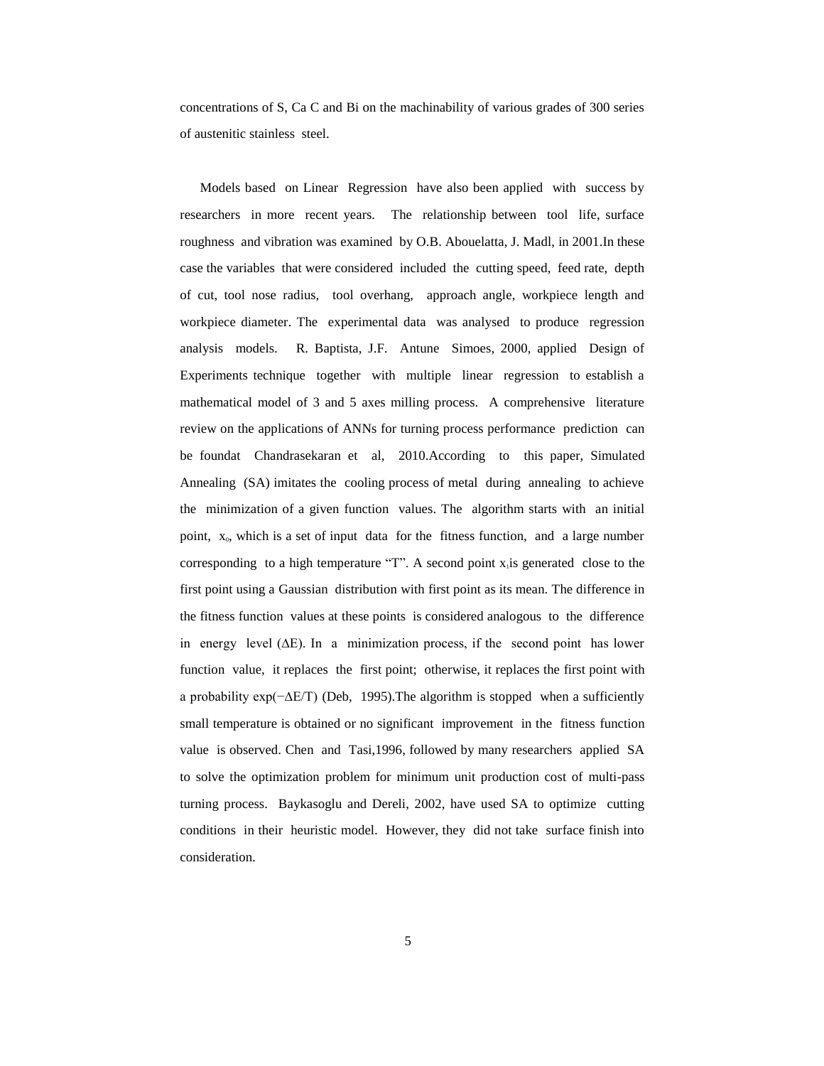concentrations of S, Ca C and Bi on the machinability of various grades of 300 series of austenitic stainless steel.

Models based on Linear Regression have also been applied with success by researchers in more recent years. The relationship between tool life, surface roughness and vibration was examined by O.B. Abouelatta, J. Madl, in 2001.In these case the variables that were considered included the cutting speed, feed rate, depth of cut, tool nose radius, tool overhang, approach angle, workpiece length and workpiece diameter. The experimental data was analysed to produce regression analysis models. R. Baptista, J.F. Antune Simoes, 2000, applied Design of Experiments technique together with multiple linear regression to establish a mathematical model of 3 and 5 axes milling process. A comprehensive literature review on the applications of ANNs for turning process performance prediction can be foundat Chandrasekaran et al, 2010.According to this paper, Simulated Annealing (SA) imitates the cooling process of metal during annealing to achieve the minimization of a given function values. The algorithm starts with an initial point, $x_0$, which is a set of input data for the fitness function, and a large number corresponding to a high temperature "T". A second point $x_i$is generated close to the first point using a Gaussian distribution with first point as its mean. The difference in the fitness function values at these points is considered analogous to the difference in energy level ($\Delta E$). In a minimization process, if the second point has lower function value, it replaces the first point; otherwise, it replaces the first point with a probability $\exp(-\Delta E/T)$ (Deb, 1995).The algorithm is stopped when a sufficiently small temperature is obtained or no significant improvement in the fitness function value is observed. Chen and Tasi,1996, followed by many researchers applied SA to solve the optimization problem for minimum unit production cost of multi-pass turning process. Baykasoglu and Dereli, 2002, have used SA to optimize cutting conditions in their heuristic model. However, they did not take surface finish into consideration.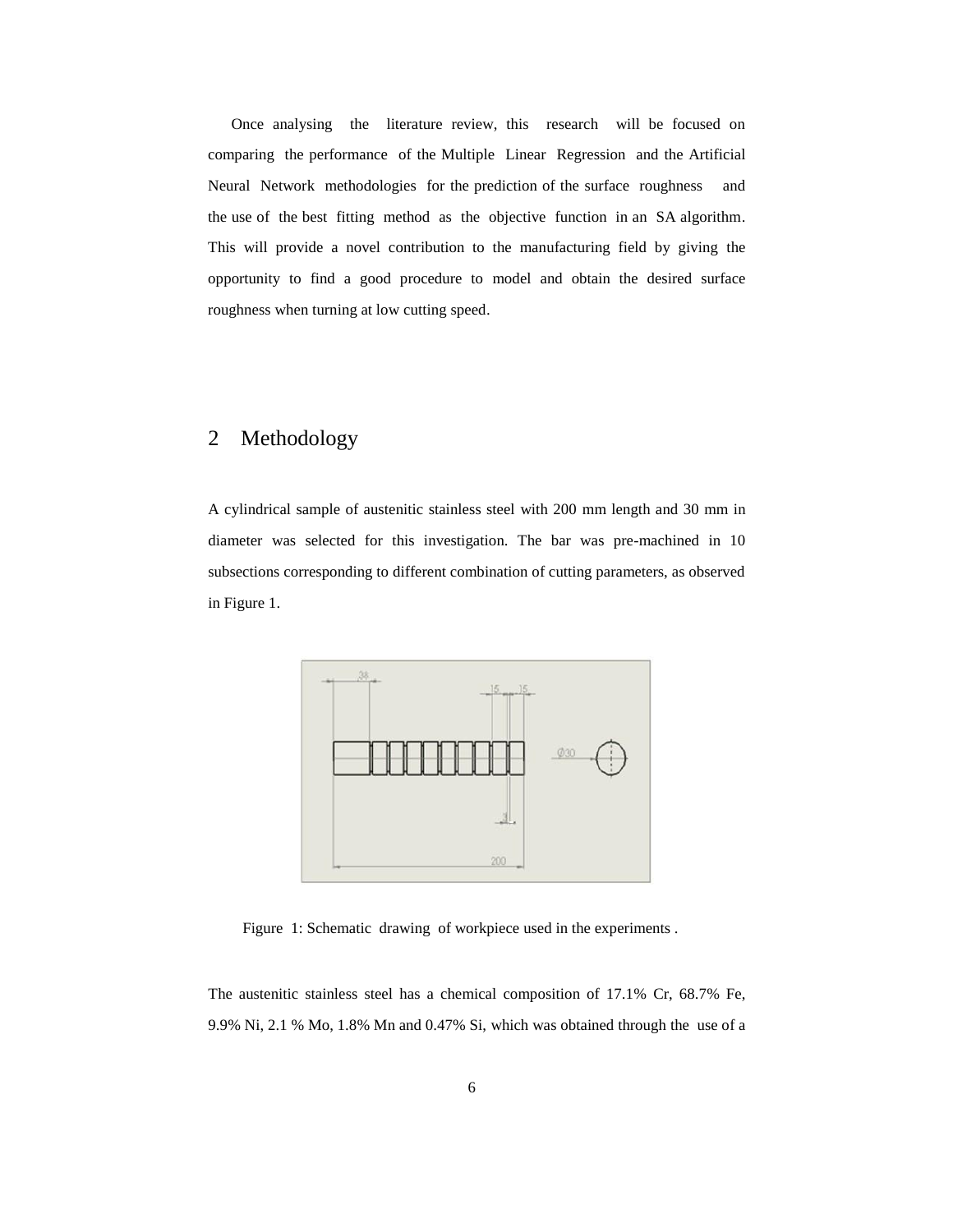Once analysing the literature review, this research will be focused on comparing the performance of the Multiple Linear Regression and the Artificial Neural Network methodologies for the prediction of the surface roughness and the use of the best fitting method as the objective function in an SA algorithm. This will provide a novel contribution to the manufacturing field by giving the opportunity to find a good procedure to model and obtain the desired surface roughness when turning at low cutting speed.

# 2 Methodology

A cylindrical sample of austenitic stainless steel with 200 mm length and 30 mm in diameter was selected for this investigation. The bar was pre-machined in 10 subsections corresponding to different combination of cutting parameters, as observed in Figure 1.

Figure 1: Schematic drawing of workpiece used in the experiments .

The austenitic stainless steel has a chemical composition of 17.1% Cr, 68.7% Fe, 9.9% Ni, 2.1 % Mo, 1.8% Mn and 0.47% Si, which was obtained through the use of a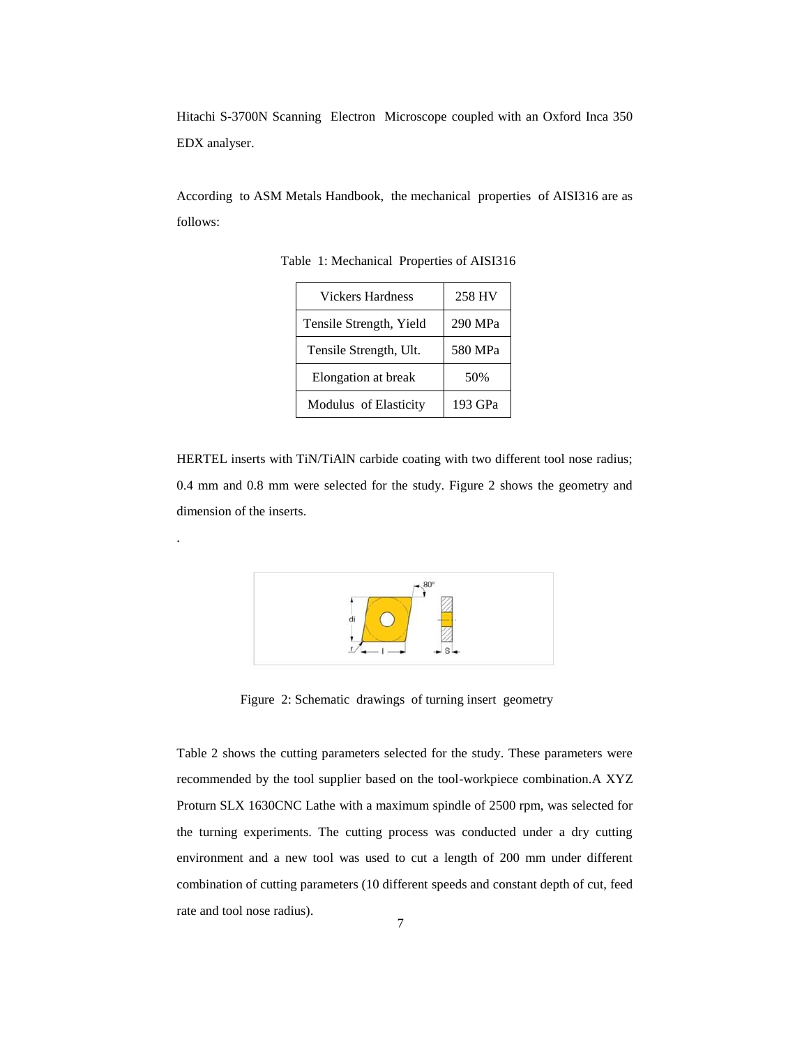Hitachi S-3700N Scanning Electron Microscope coupled with an Oxford Inca 350 EDX analyser.

According to ASM Metals Handbook, the mechanical properties of AISI316 are as follows:

Table 1: Mechanical Properties of AISI316

| | |
|---|---|
| Vickers Hardness | 258 HV |
| Tensile Strength, Yield | 290 MPa |
| Tensile Strength, Ult. | 580 MPa |
| Elongation at break | 50% |
| Modulus of Elasticity | 193 GPa |

HERTEL inserts with TiN/TiAlN carbide coating with two different tool nose radius; 0.4 mm and 0.8 mm were selected for the study. Figure 2 shows the geometry and dimension of the inserts.

.

Figure 2: Schematic drawings of turning insert geometry

Table 2 shows the cutting parameters selected for the study. These parameters were recommended by the tool supplier based on the tool-workpiece combination.A XYZ Proturn SLX 1630CNC Lathe with a maximum spindle of 2500 rpm, was selected for the turning experiments. The cutting process was conducted under a dry cutting environment and a new tool was used to cut a length of 200 mm under different combination of cutting parameters (10 different speeds and constant depth of cut, feed rate and tool nose radius).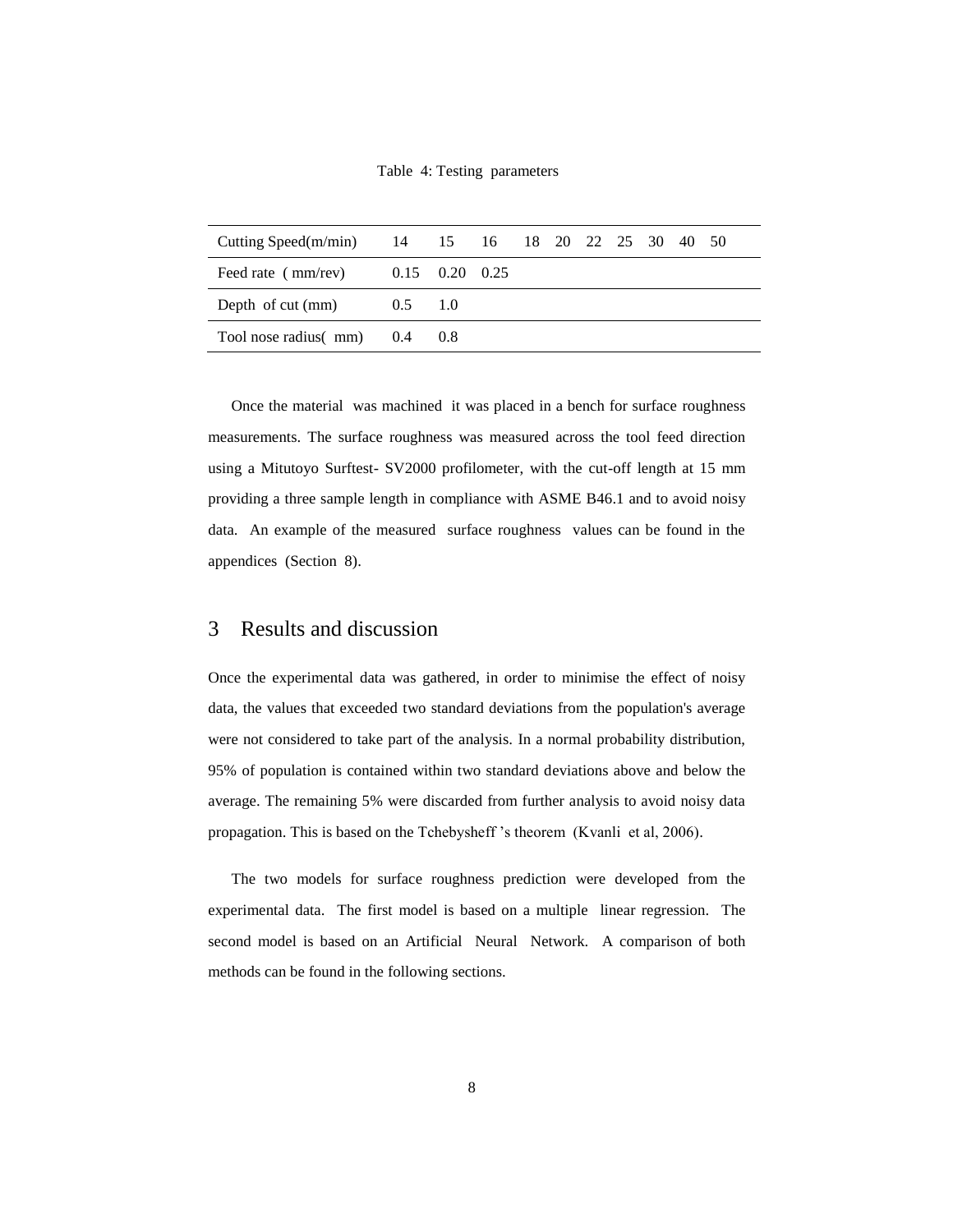Table 4: Testing parameters

| Cutting Speed(m/min) | 14 | 15 | 16 | 18 | 20 | 22 | 25 | 30 | 40 | 50 |
|---|---|---|---|---|---|---|---|---|---|---|
| Feed rate ( mm/rev) | 0.15 | 0.20 | 0.25 | | | | | | | |
| Depth of cut (mm) | 0.5 | 1.0 | | | | | | | | |
| Tool nose radius( mm) | 0.4 | 0.8 | | | | | | | | |

Once the material was machined it was placed in a bench for surface roughness measurements. The surface roughness was measured across the tool feed direction using a Mitutoyo Surftest- SV2000 profilometer, with the cut-off length at 15 mm providing a three sample length in compliance with ASME B46.1 and to avoid noisy data. An example of the measured surface roughness values can be found in the appendices (Section 8).

## 3 Results and discussion

Once the experimental data was gathered, in order to minimise the effect of noisy data, the values that exceeded two standard deviations from the population's average were not considered to take part of the analysis. In a normal probability distribution, 95% of population is contained within two standard deviations above and below the average. The remaining 5% were discarded from further analysis to avoid noisy data propagation. This is based on the Tchebysheff 's theorem (Kvanli et al, 2006).

The two models for surface roughness prediction were developed from the experimental data. The first model is based on a multiple linear regression. The second model is based on an Artificial Neural Network. A comparison of both methods can be found in the following sections.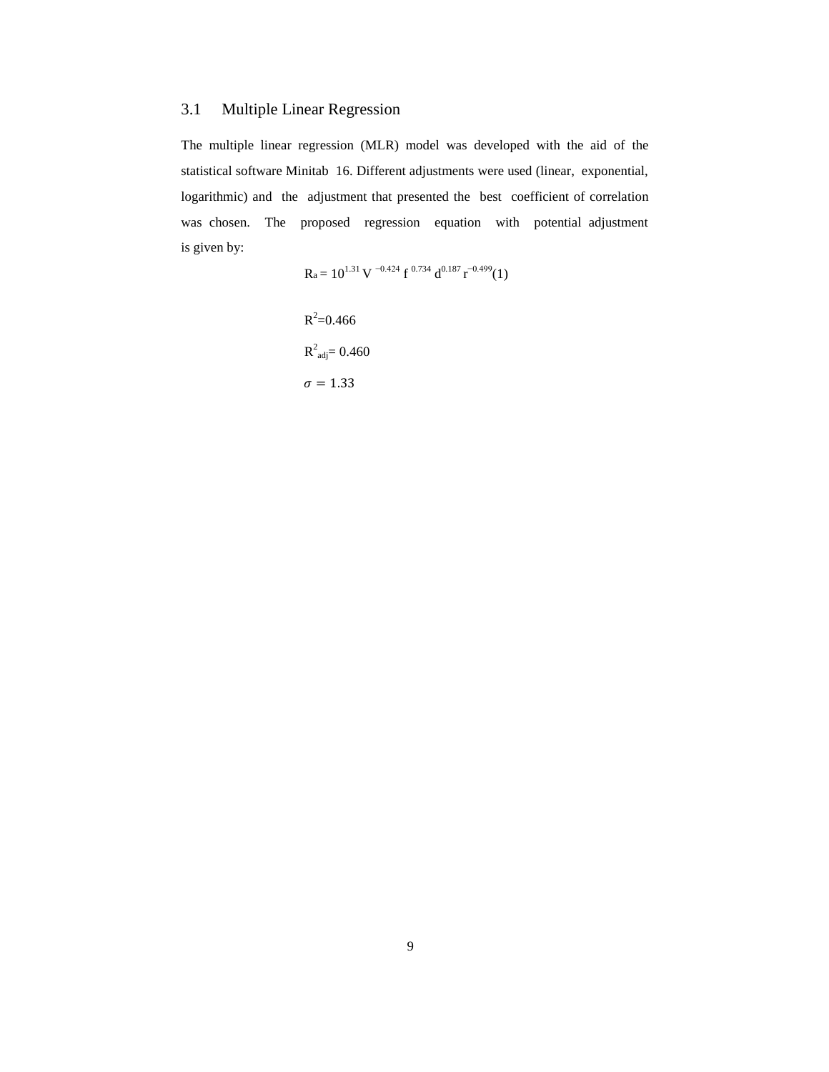## 3.1 Multiple Linear Regression

The multiple linear regression (MLR) model was developed with the aid of the statistical software Minitab 16. Different adjustments were used (linear, exponential, logarithmic) and the adjustment that presented the best coefficient of correlation was chosen. The proposed regression equation with potential adjustment is given by:

$$R_a = 10^{1.31} V^{-0.424} f^{0.734} d^{0.187} r^{-0.499} \quad (1)$$

$R^2$=0.466

$R^2_{adj}$= 0.460

$\sigma = 1.33$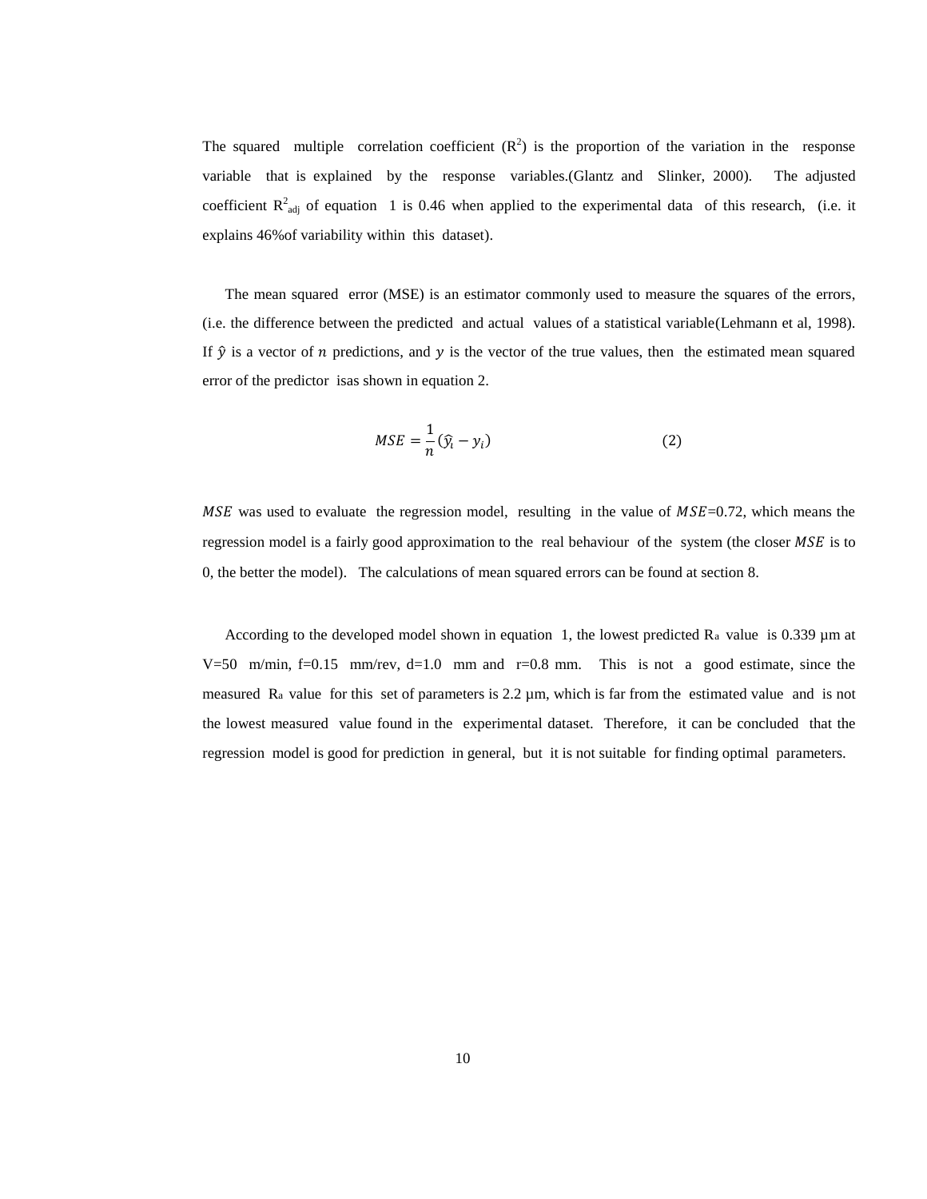The squared multiple correlation coefficient ($R^2$) is the proportion of the variation in the response variable that is explained by the response variables.(Glantz and Slinker, 2000). The adjusted coefficient $R^2_{adj}$ of equation 1 is 0.46 when applied to the experimental data of this research, (i.e. it explains 46%of variability within this dataset).

The mean squared error (MSE) is an estimator commonly used to measure the squares of the errors, (i.e. the difference between the predicted and actual values of a statistical variable(Lehmann et al, 1998). If $\hat{y}$ is a vector of $n$ predictions, and $y$ is the vector of the true values, then the estimated mean squared error of the predictor isas shown in equation 2.

$$MSE = \frac{1}{n}(\hat{y_i} - y_i) \qquad (2)$$

$MSE$ was used to evaluate the regression model, resulting in the value of $MSE$=0.72, which means the regression model is a fairly good approximation to the real behaviour of the system (the closer $MSE$ is to 0, the better the model). The calculations of mean squared errors can be found at section 8.

According to the developed model shown in equation 1, the lowest predicted $R_a$ value is 0.339 µm at V=50 m/min, f=0.15 mm/rev, d=1.0 mm and r=0.8 mm. This is not a good estimate, since the measured $R_a$ value for this set of parameters is 2.2 µm, which is far from the estimated value and is not the lowest measured value found in the experimental dataset. Therefore, it can be concluded that the regression model is good for prediction in general, but it is not suitable for finding optimal parameters.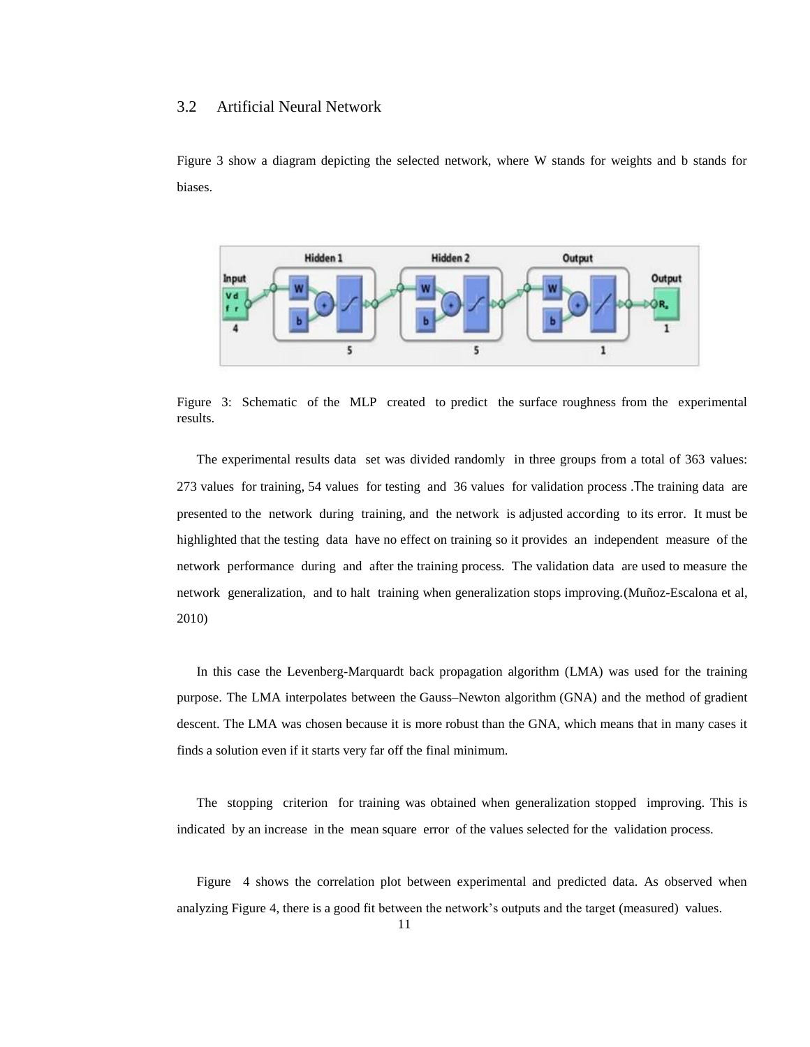## 3.2 Artificial Neural Network

Figure 3 show a diagram depicting the selected network, where W stands for weights and b stands for biases.

Figure 3: Schematic of the MLP created to predict the surface roughness from the experimental results.

The experimental results data set was divided randomly in three groups from a total of 363 values: 273 values for training, 54 values for testing and 36 values for validation process .The training data are presented to the network during training, and the network is adjusted according to its error. It must be highlighted that the testing data have no effect on training so it provides an independent measure of the network performance during and after the training process. The validation data are used to measure the network generalization, and to halt training when generalization stops improving.(Muñoz-Escalona et al, 2010)

In this case the Levenberg-Marquardt back propagation algorithm (LMA) was used for the training purpose. The LMA interpolates between the Gauss–Newton algorithm (GNA) and the method of gradient descent. The LMA was chosen because it is more robust than the GNA, which means that in many cases it finds a solution even if it starts very far off the final minimum.

The stopping criterion for training was obtained when generalization stopped improving. This is indicated by an increase in the mean square error of the values selected for the validation process.

Figure 4 shows the correlation plot between experimental and predicted data. As observed when analyzing Figure 4, there is a good fit between the network's outputs and the target (measured) values.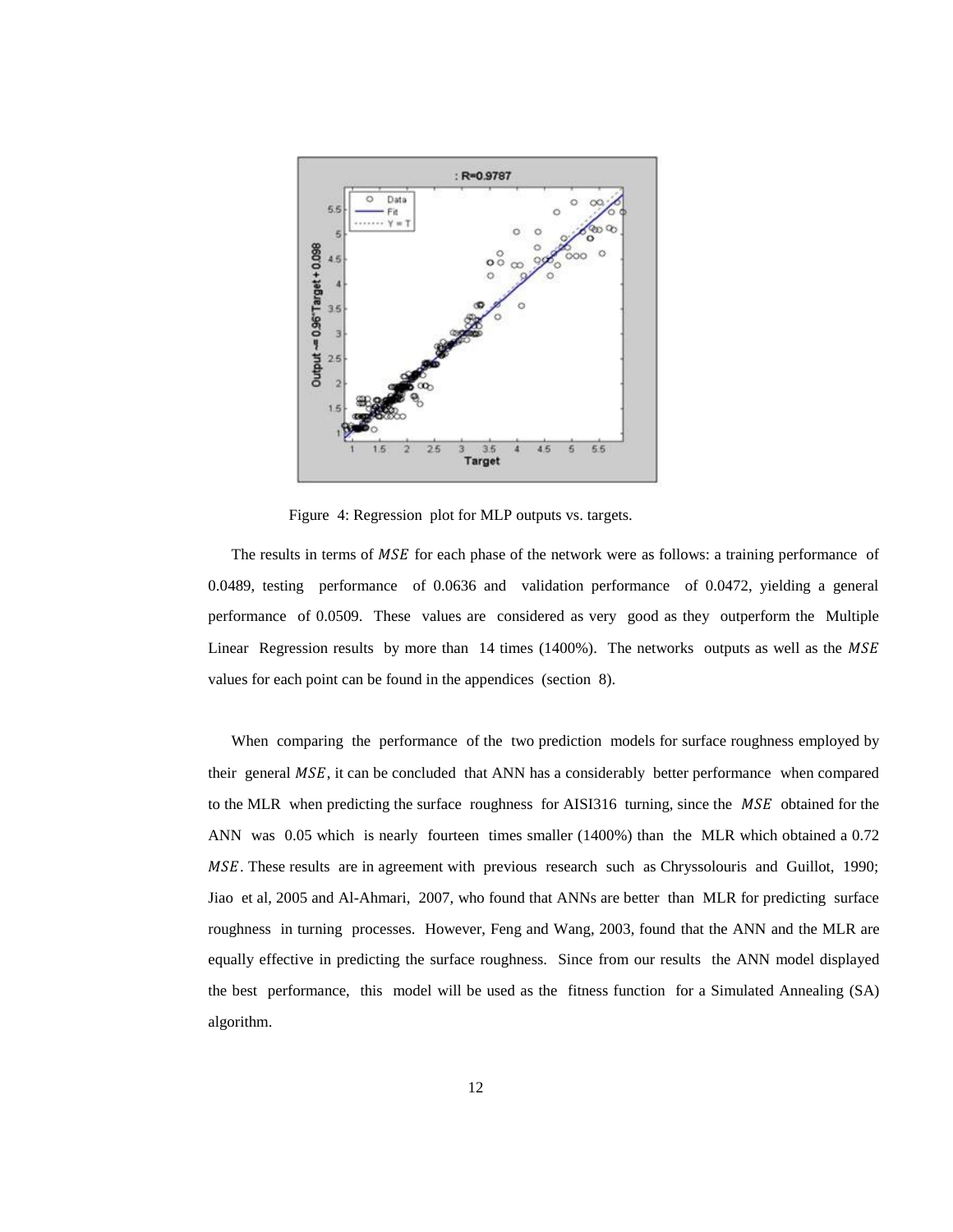Figure 4: Regression plot for MLP outputs vs. targets.

The results in terms of $MSE$ for each phase of the network were as follows: a training performance of 0.0489, testing performance of 0.0636 and validation performance of 0.0472, yielding a general performance of 0.0509. These values are considered as very good as they outperform the Multiple Linear Regression results by more than 14 times (1400%). The networks outputs as well as the $MSE$ values for each point can be found in the appendices (section 8).

When comparing the performance of the two prediction models for surface roughness employed by their general $MSE$, it can be concluded that ANN has a considerably better performance when compared to the MLR when predicting the surface roughness for AISI316 turning, since the $MSE$ obtained for the ANN was 0.05 which is nearly fourteen times smaller (1400%) than the MLR which obtained a 0.72 $MSE$. These results are in agreement with previous research such as Chryssolouris and Guillot, 1990; Jiao et al, 2005 and Al-Ahmari, 2007, who found that ANNs are better than MLR for predicting surface roughness in turning processes. However, Feng and Wang, 2003, found that the ANN and the MLR are equally effective in predicting the surface roughness. Since from our results the ANN model displayed the best performance, this model will be used as the fitness function for a Simulated Annealing (SA) algorithm.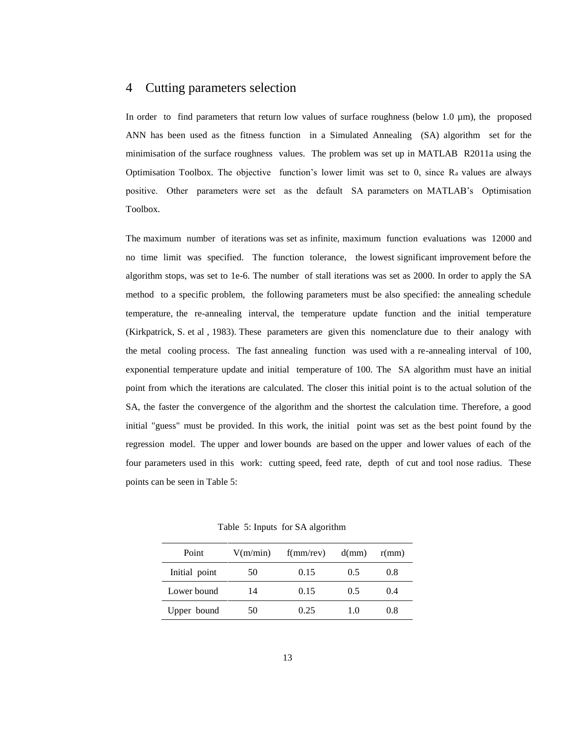## 4 Cutting parameters selection

In order to find parameters that return low values of surface roughness (below 1.0 µm), the proposed ANN has been used as the fitness function in a Simulated Annealing (SA) algorithm set for the minimisation of the surface roughness values. The problem was set up in MATLAB R2011a using the Optimisation Toolbox. The objective function's lower limit was set to 0, since $R_a$ values are always positive. Other parameters were set as the default SA parameters on MATLAB's Optimisation Toolbox.

The maximum number of iterations was set as infinite, maximum function evaluations was 12000 and no time limit was specified. The function tolerance, the lowest significant improvement before the algorithm stops, was set to 1e-6. The number of stall iterations was set as 2000. In order to apply the SA method to a specific problem, the following parameters must be also specified: the annealing schedule temperature, the re-annealing interval, the temperature update function and the initial temperature (Kirkpatrick, S. et al , 1983). These parameters are given this nomenclature due to their analogy with the metal cooling process. The fast annealing function was used with a re-annealing interval of 100, exponential temperature update and initial temperature of 100. The SA algorithm must have an initial point from which the iterations are calculated. The closer this initial point is to the actual solution of the SA, the faster the convergence of the algorithm and the shortest the calculation time. Therefore, a good initial "guess" must be provided. In this work, the initial point was set as the best point found by the regression model. The upper and lower bounds are based on the upper and lower values of each of the four parameters used in this work: cutting speed, feed rate, depth of cut and tool nose radius. These points can be seen in Table 5:

Table 5: Inputs for SA algorithm

| Point | V(m/min) | f(mm/rev) | d(mm) | r(mm) |
|---|---|---|---|---|
| Initial point | 50 | 0.15 | 0.5 | 0.8 |
| Lower bound | 14 | 0.15 | 0.5 | 0.4 |
| Upper bound | 50 | 0.25 | 1.0 | 0.8 |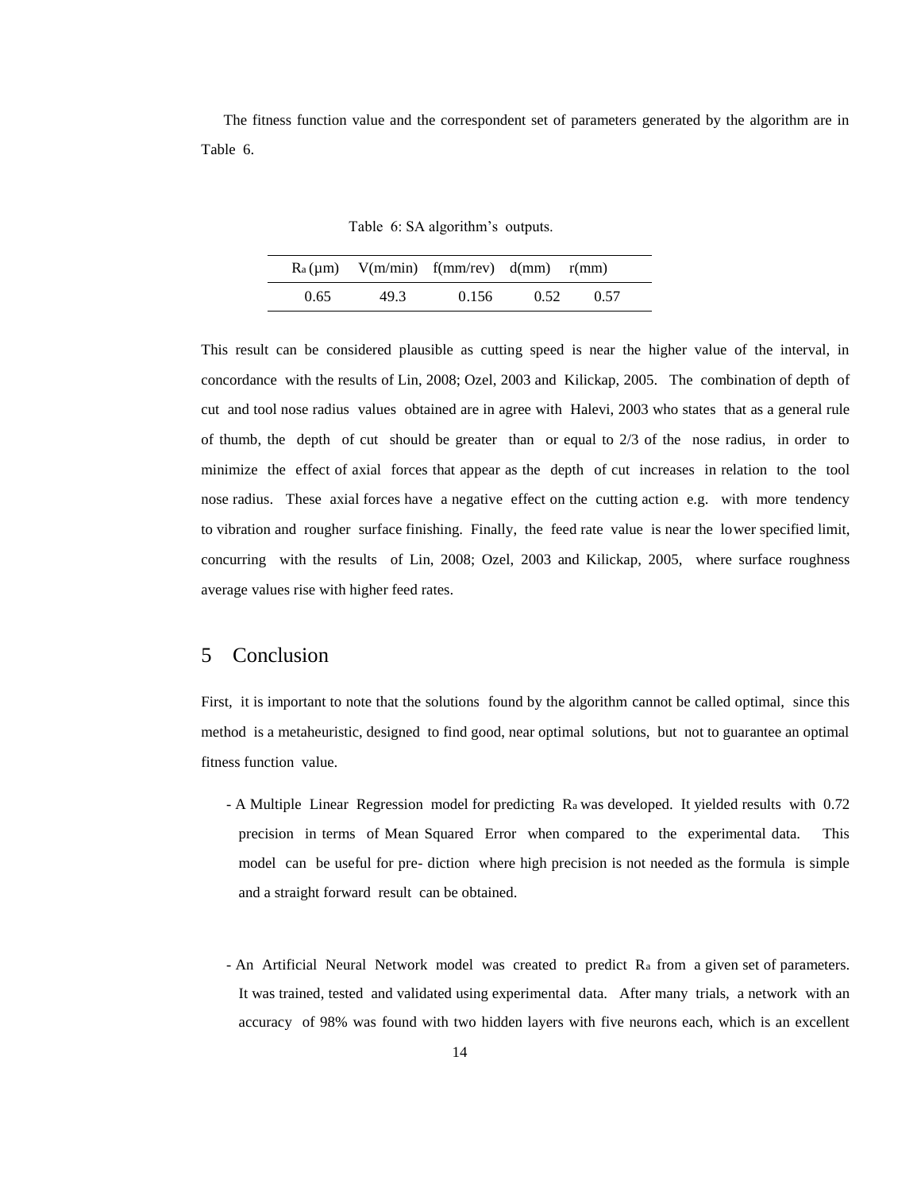The fitness function value and the correspondent set of parameters generated by the algorithm are in Table 6.

Table 6: SA algorithm's outputs.

| $R_a$ (μm) | V(m/min) | f(mm/rev) | d(mm) | r(mm) |
|---|---|---|---|---|
| 0.65 | 49.3 | 0.156 | 0.52 | 0.57 |

This result can be considered plausible as cutting speed is near the higher value of the interval, in concordance with the results of Lin, 2008; Ozel, 2003 and Kilickap, 2005. The combination of depth of cut and tool nose radius values obtained are in agree with Halevi, 2003 who states that as a general rule of thumb, the depth of cut should be greater than or equal to 2/3 of the nose radius, in order to minimize the effect of axial forces that appear as the depth of cut increases in relation to the tool nose radius. These axial forces have a negative effect on the cutting action e.g. with more tendency to vibration and rougher surface finishing. Finally, the feed rate value is near the lower specified limit, concurring with the results of Lin, 2008; Ozel, 2003 and Kilickap, 2005, where surface roughness average values rise with higher feed rates.

## 5 Conclusion

First, it is important to note that the solutions found by the algorithm cannot be called optimal, since this method is a metaheuristic, designed to find good, near optimal solutions, but not to guarantee an optimal fitness function value.

- A Multiple Linear Regression model for predicting $R_a$ was developed. It yielded results with 0.72 precision in terms of Mean Squared Error when compared to the experimental data. This model can be useful for pre- diction where high precision is not needed as the formula is simple and a straight forward result can be obtained.

- An Artificial Neural Network model was created to predict $R_a$ from a given set of parameters. It was trained, tested and validated using experimental data. After many trials, a network with an accuracy of 98% was found with two hidden layers with five neurons each, which is an excellent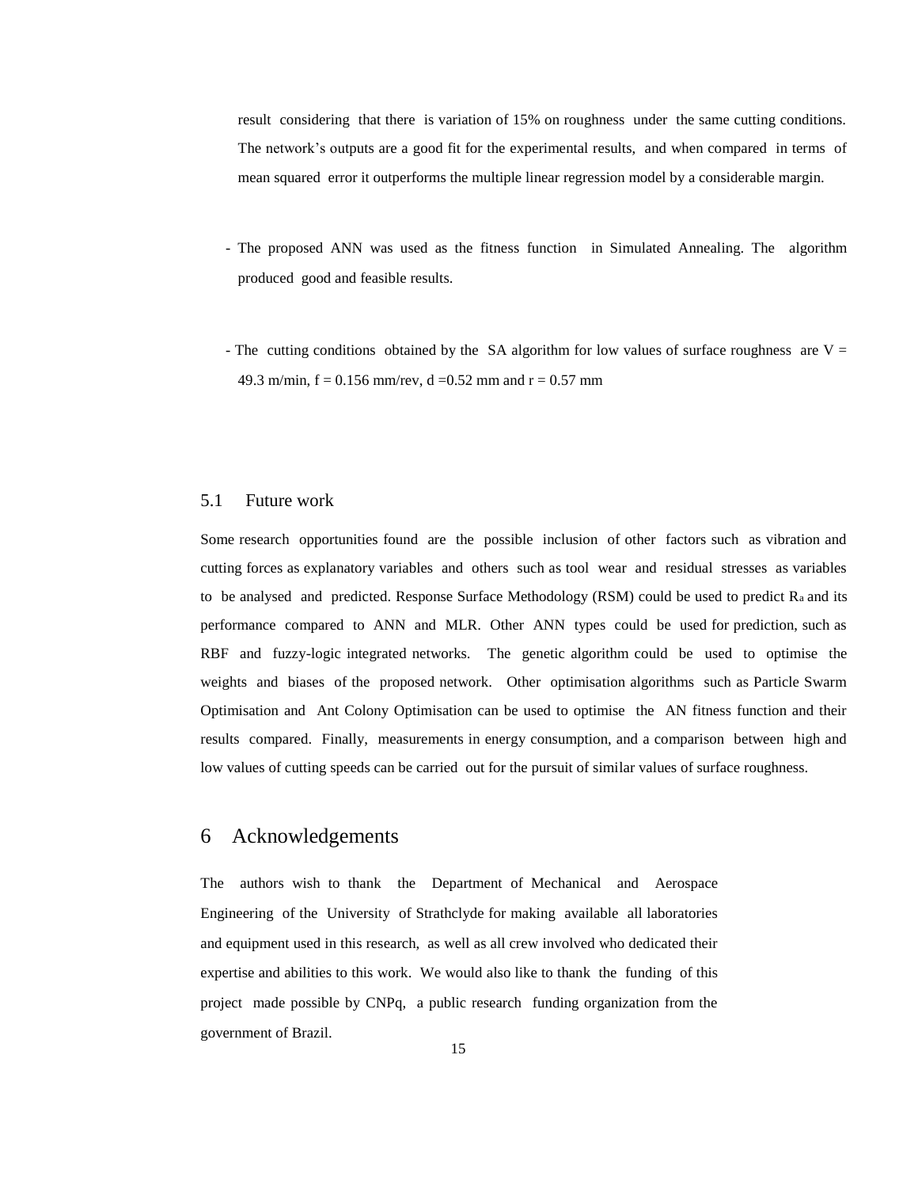result considering that there is variation of 15% on roughness under the same cutting conditions. The network's outputs are a good fit for the experimental results, and when compared in terms of mean squared error it outperforms the multiple linear regression model by a considerable margin.

- The proposed ANN was used as the fitness function in Simulated Annealing. The algorithm produced good and feasible results.

- The cutting conditions obtained by the SA algorithm for low values of surface roughness are V = 49.3 m/min, f = 0.156 mm/rev, d =0.52 mm and r = 0.57 mm

## 5.1 Future work

Some research opportunities found are the possible inclusion of other factors such as vibration and cutting forces as explanatory variables and others such as tool wear and residual stresses as variables to be analysed and predicted. Response Surface Methodology (RSM) could be used to predict $R_a$ and its performance compared to ANN and MLR. Other ANN types could be used for prediction, such as RBF and fuzzy-logic integrated networks. The genetic algorithm could be used to optimise the weights and biases of the proposed network. Other optimisation algorithms such as Particle Swarm Optimisation and Ant Colony Optimisation can be used to optimise the AN fitness function and their results compared. Finally, measurements in energy consumption, and a comparison between high and low values of cutting speeds can be carried out for the pursuit of similar values of surface roughness.

# 6 Acknowledgements

The authors wish to thank the Department of Mechanical and Aerospace Engineering of the University of Strathclyde for making available all laboratories and equipment used in this research, as well as all crew involved who dedicated their expertise and abilities to this work. We would also like to thank the funding of this project made possible by CNPq, a public research funding organization from the government of Brazil.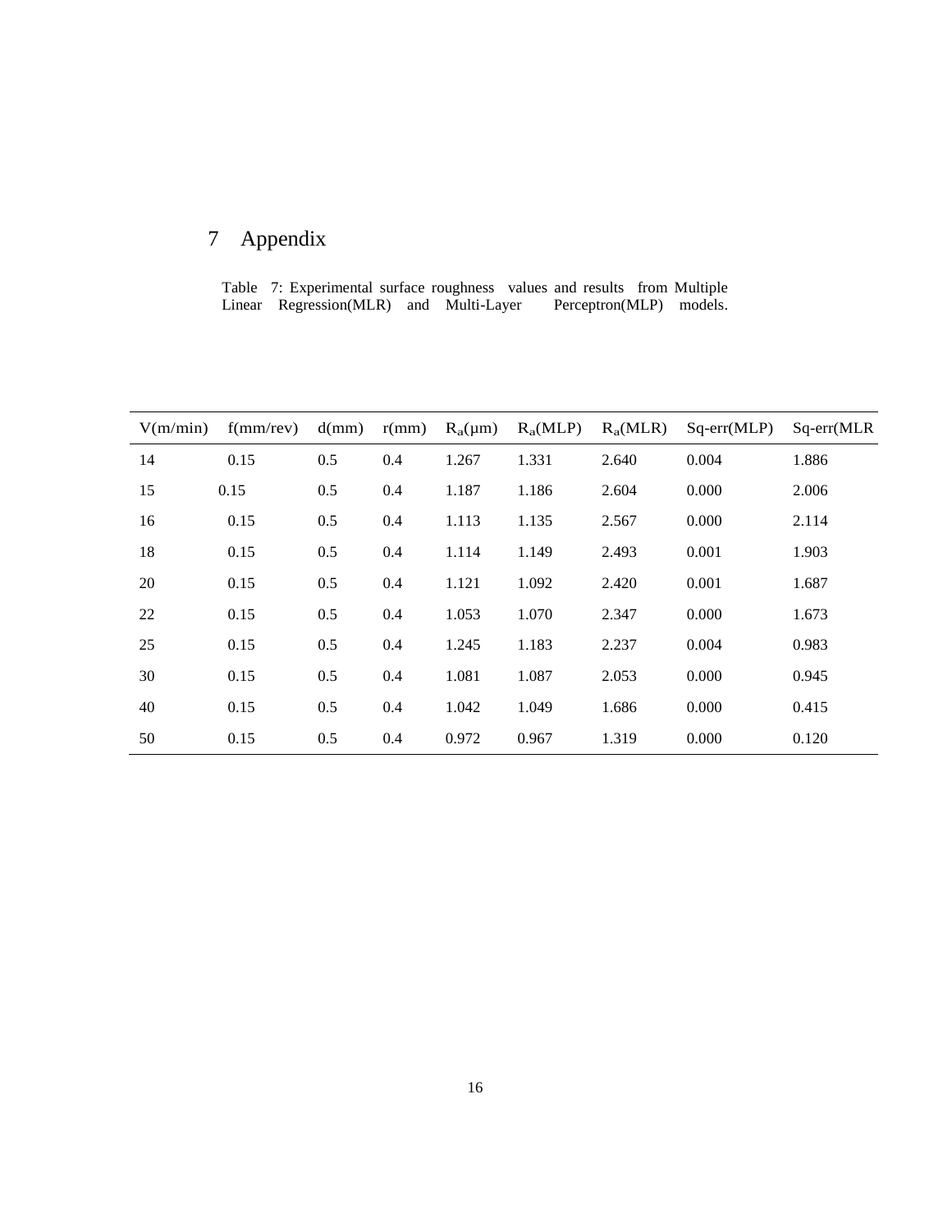# 7 Appendix

Table 7: Experimental surface roughness values and results from Multiple Linear Regression(MLR) and Multi-Layer Perceptron(MLP) models.

| V(m/min) | f(mm/rev) | d(mm) | r(mm) | $R_a$(μm) | $R_a$(MLP) | $R_a$(MLR) | Sq-err(MLP) | Sq-err(MLR |
|---|---|---|---|---|---|---|---|---|
| 14 | 0.15 | 0.5 | 0.4 | 1.267 | 1.331 | 2.640 | 0.004 | 1.886 |
| 15 | 0.15 | 0.5 | 0.4 | 1.187 | 1.186 | 2.604 | 0.000 | 2.006 |
| 16 | 0.15 | 0.5 | 0.4 | 1.113 | 1.135 | 2.567 | 0.000 | 2.114 |
| 18 | 0.15 | 0.5 | 0.4 | 1.114 | 1.149 | 2.493 | 0.001 | 1.903 |
| 20 | 0.15 | 0.5 | 0.4 | 1.121 | 1.092 | 2.420 | 0.001 | 1.687 |
| 22 | 0.15 | 0.5 | 0.4 | 1.053 | 1.070 | 2.347 | 0.000 | 1.673 |
| 25 | 0.15 | 0.5 | 0.4 | 1.245 | 1.183 | 2.237 | 0.004 | 0.983 |
| 30 | 0.15 | 0.5 | 0.4 | 1.081 | 1.087 | 2.053 | 0.000 | 0.945 |
| 40 | 0.15 | 0.5 | 0.4 | 1.042 | 1.049 | 1.686 | 0.000 | 0.415 |
| 50 | 0.15 | 0.5 | 0.4 | 0.972 | 0.967 | 1.319 | 0.000 | 0.120 |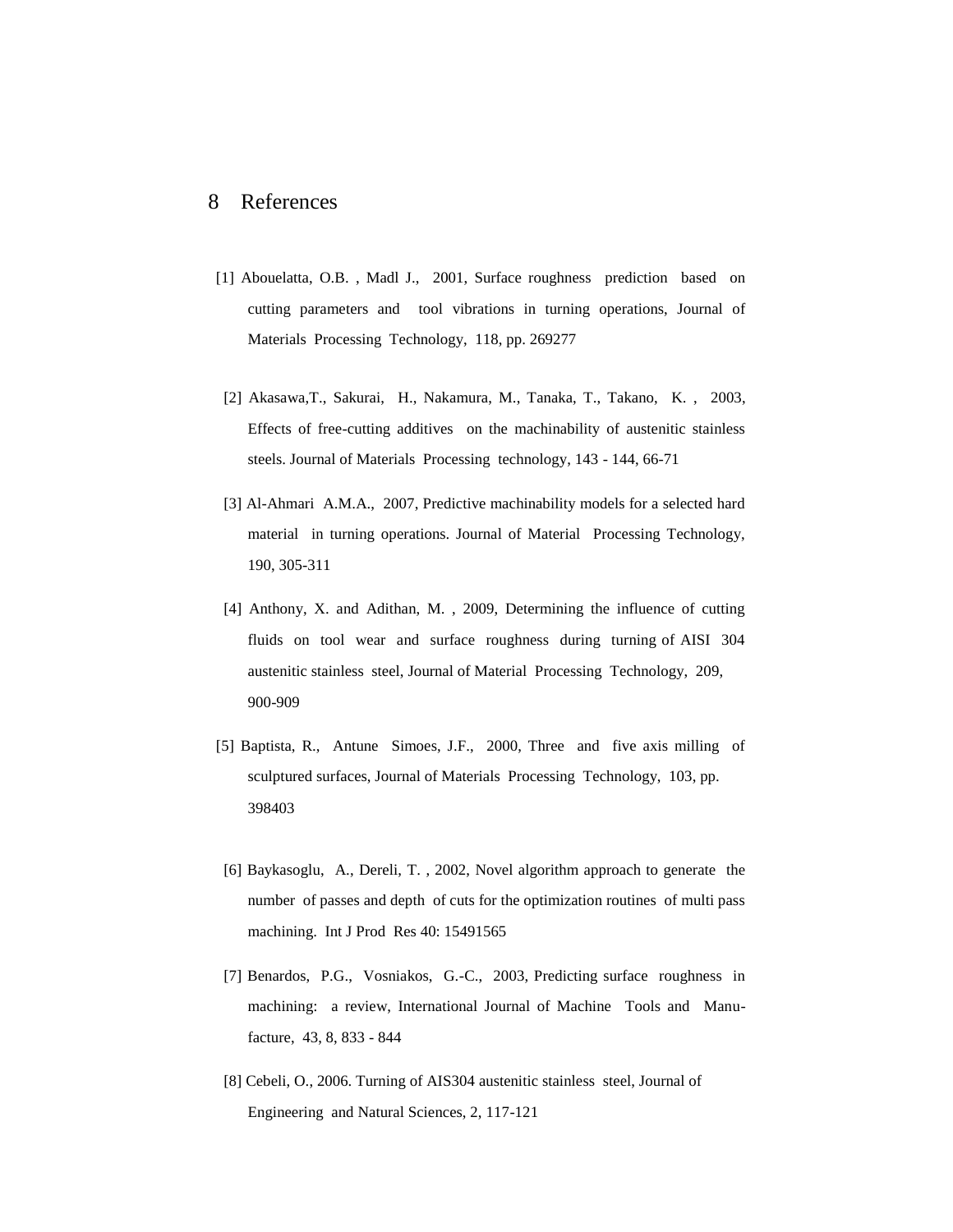# 8 References

[1] Abouelatta, O.B. , Madl J., 2001, Surface roughness prediction based on cutting parameters and tool vibrations in turning operations, Journal of Materials Processing Technology, 118, pp. 269277

[2] Akasawa,T., Sakurai, H., Nakamura, M., Tanaka, T., Takano, K. , 2003, Effects of free-cutting additives on the machinability of austenitic stainless steels. Journal of Materials Processing technology, 143 - 144, 66-71

[3] Al-Ahmari A.M.A., 2007, Predictive machinability models for a selected hard material in turning operations. Journal of Material Processing Technology, 190, 305-311

[4] Anthony, X. and Adithan, M. , 2009, Determining the influence of cutting fluids on tool wear and surface roughness during turning of AISI 304 austenitic stainless steel, Journal of Material Processing Technology, 209, 900-909

[5] Baptista, R., Antune Simoes, J.F., 2000, Three and five axis milling of sculptured surfaces, Journal of Materials Processing Technology, 103, pp. 398403

[6] Baykasoglu, A., Dereli, T. , 2002, Novel algorithm approach to generate the number of passes and depth of cuts for the optimization routines of multi pass machining. Int J Prod Res 40: 15491565

[7] Benardos, P.G., Vosniakos, G.-C., 2003, Predicting surface roughness in machining: a review, International Journal of Machine Tools and Manufacture, 43, 8, 833 - 844

[8] Cebeli, O., 2006. Turning of AIS304 austenitic stainless steel, Journal of Engineering and Natural Sciences, 2, 117-121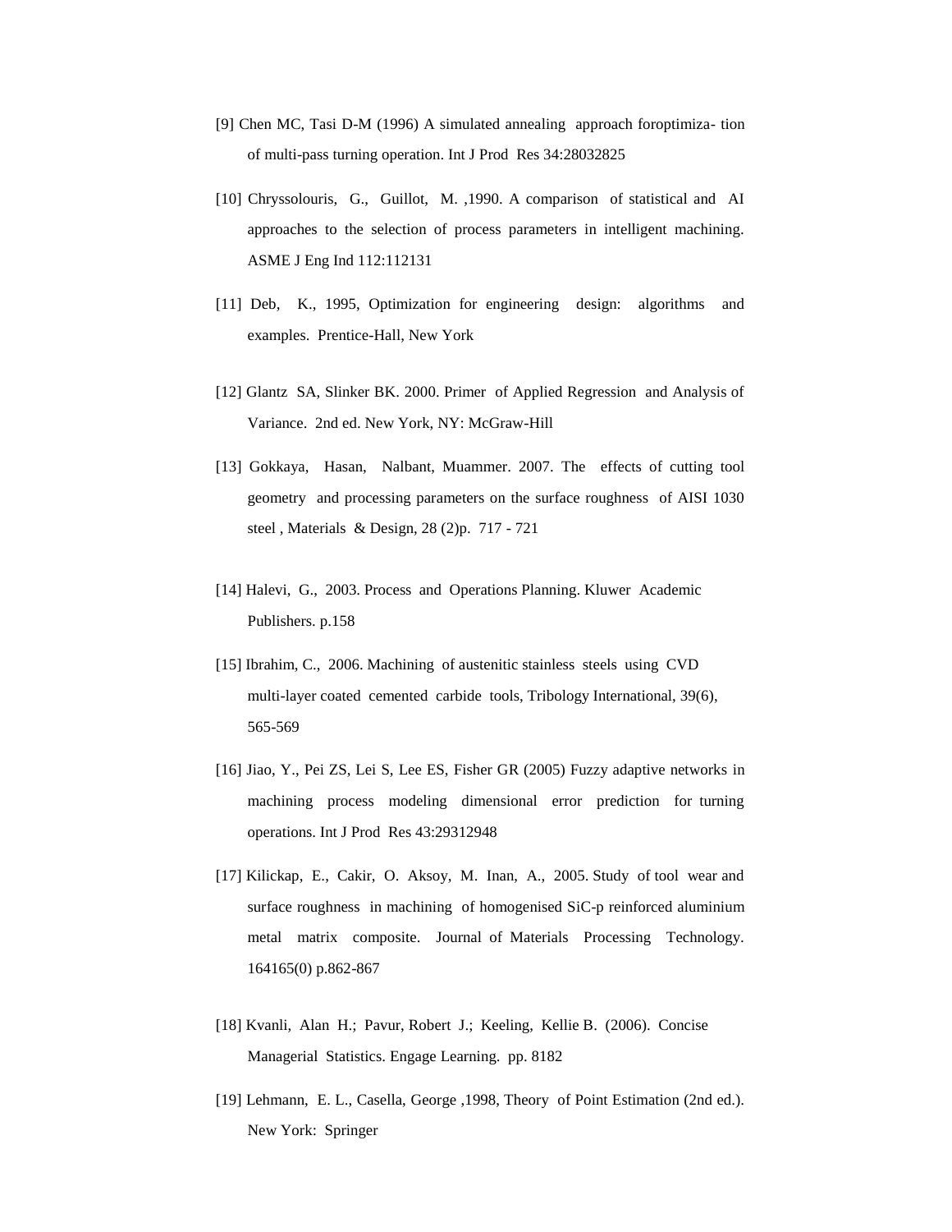[9] Chen MC, Tasi D-M (1996) A simulated annealing approach foroptimiza- tion of multi-pass turning operation. Int J Prod Res 34:28032825

[10] Chryssolouris, G., Guillot, M. ,1990. A comparison of statistical and AI approaches to the selection of process parameters in intelligent machining. ASME J Eng Ind 112:112131

[11] Deb, K., 1995, Optimization for engineering design: algorithms and examples. Prentice-Hall, New York

[12] Glantz SA, Slinker BK. 2000. Primer of Applied Regression and Analysis of Variance. 2nd ed. New York, NY: McGraw-Hill

[13] Gokkaya, Hasan, Nalbant, Muammer. 2007. The effects of cutting tool geometry and processing parameters on the surface roughness of AISI 1030 steel , Materials & Design, 28 (2)p. 717 - 721

[14] Halevi, G., 2003. Process and Operations Planning. Kluwer Academic Publishers. p.158

[15] Ibrahim, C., 2006. Machining of austenitic stainless steels using CVD multi-layer coated cemented carbide tools, Tribology International, 39(6), 565-569

[16] Jiao, Y., Pei ZS, Lei S, Lee ES, Fisher GR (2005) Fuzzy adaptive networks in machining process modeling dimensional error prediction for turning operations. Int J Prod Res 43:29312948

[17] Kilickap, E., Cakir, O. Aksoy, M. Inan, A., 2005. Study of tool wear and surface roughness in machining of homogenised SiC-p reinforced aluminium metal matrix composite. Journal of Materials Processing Technology. 164165(0) p.862-867

[18] Kvanli, Alan H.; Pavur, Robert J.; Keeling, Kellie B. (2006). Concise Managerial Statistics. Engage Learning. pp. 8182

[19] Lehmann, E. L., Casella, George ,1998, Theory of Point Estimation (2nd ed.). New York: Springer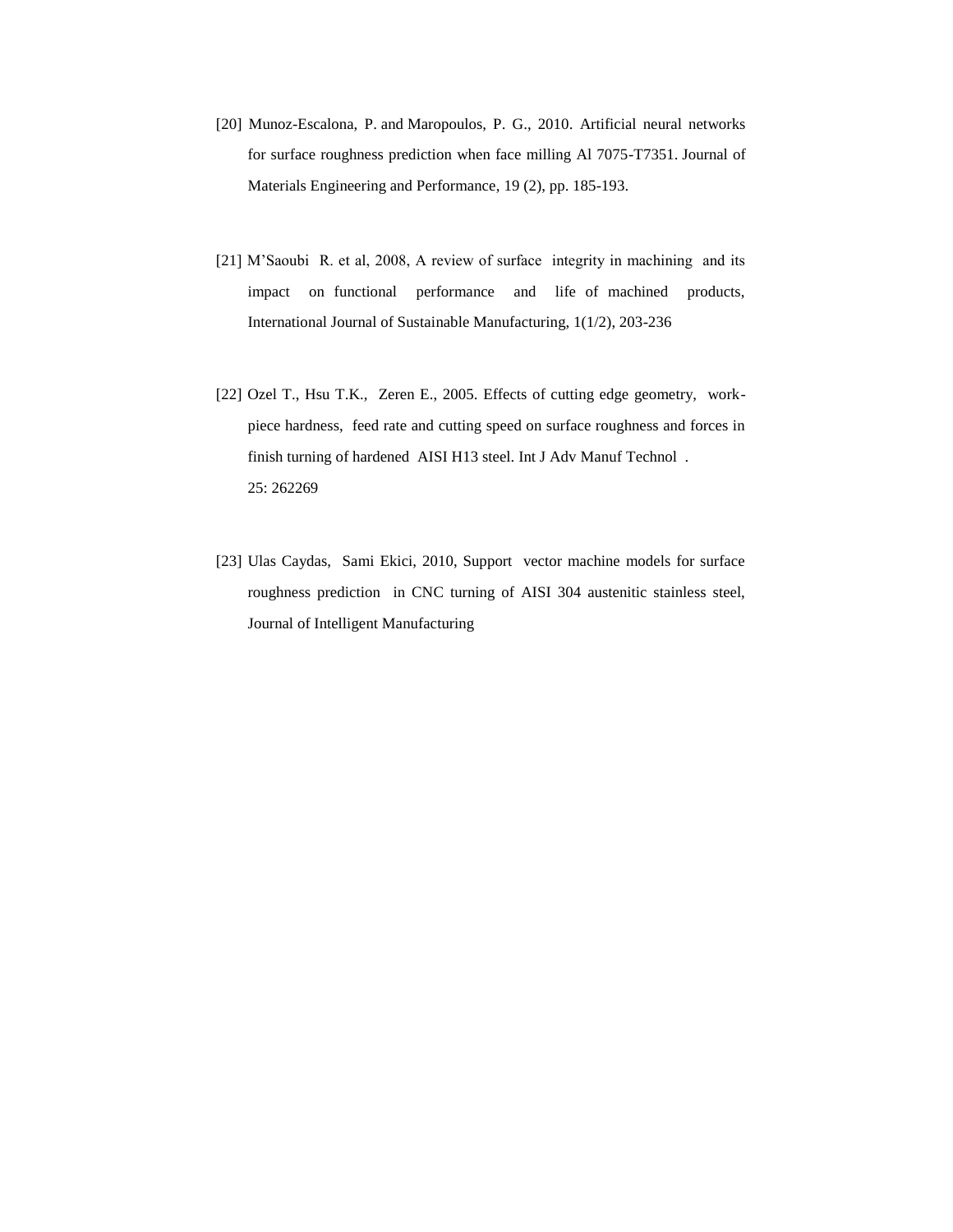[20] Munoz-Escalona, P. and Maropoulos, P. G., 2010. Artificial neural networks for surface roughness prediction when face milling Al 7075-T7351. Journal of Materials Engineering and Performance, 19 (2), pp. 185-193.

[21] M'Saoubi R. et al, 2008, A review of surface integrity in machining and its impact on functional performance and life of machined products, International Journal of Sustainable Manufacturing, 1(1/2), 203-236

[22] Ozel T., Hsu T.K., Zeren E., 2005. Effects of cutting edge geometry, work-piece hardness, feed rate and cutting speed on surface roughness and forces in finish turning of hardened AISI H13 steel. Int J Adv Manuf Technol . 25: 262269

[23] Ulas Caydas, Sami Ekici, 2010, Support vector machine models for surface roughness prediction in CNC turning of AISI 304 austenitic stainless steel, Journal of Intelligent Manufacturing